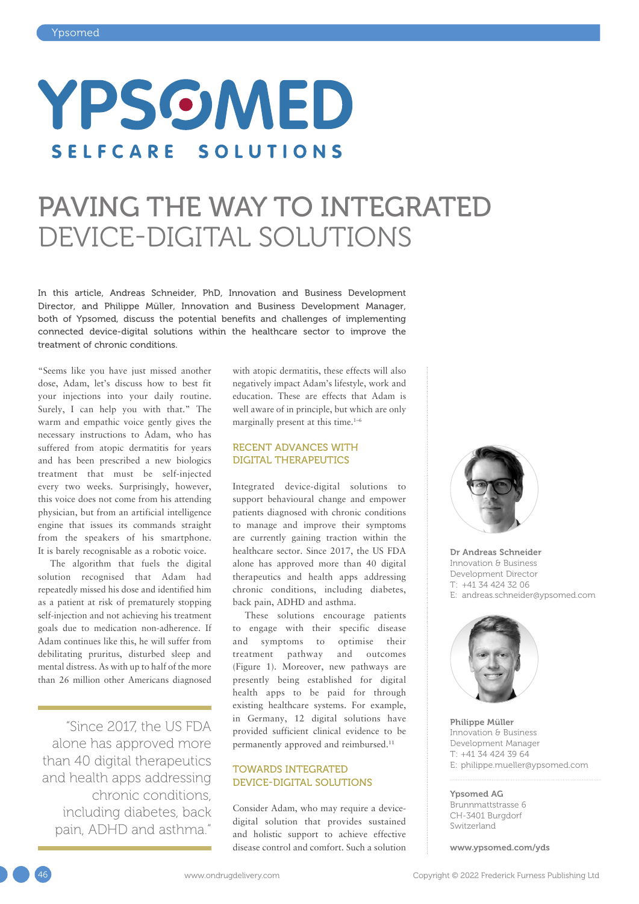# PAVING THE WAY TO INTEGRATED DEVICE-DIGITAL SOLUTIONS

In this article, Andreas Schneider, PhD, Innovation and Business Development Director, and Philippe Müller, Innovation and Business Development Manager, both of Ypsomed, discuss the potential benefits and challenges of implementing connected device-digital solutions within the healthcare sector to improve the treatment of chronic conditions.

"Seems like you have just missed another dose, Adam, let's discuss how to best fit your injections into your daily routine. Surely, I can help you with that." The warm and empathic voice gently gives the necessary instructions to Adam, who has suffered from atopic dermatitis for years and has been prescribed a new biologics treatment that must be self-injected every two weeks. Surprisingly, however, this voice does not come from his attending physician, but from an artificial intelligence engine that issues its commands straight from the speakers of his smartphone. It is barely recognisable as a robotic voice.

The algorithm that fuels the digital solution recognised that Adam had repeatedly missed his dose and identified him as a patient at risk of prematurely stopping self-injection and not achieving his treatment goals due to medication non-adherence. If Adam continues like this, he will suffer from debilitating pruritus, disturbed sleep and mental distress. As with up to half of the more than 26 million other Americans diagnosed with atopic dermatitis, these effects will also negatively impact Adam's lifestyle, work and education. These are effects that Adam is well aware of in principle, but which are only marginally present at this time.[1–6]

> "Since 2017, the US FDA alone has approved more than 40 digital therapeutics and health apps addressing chronic conditions, including diabetes, back pain, ADHD and asthma."

## RECENT ADVANCES WITH DIGITAL THERAPEUTICS

Integrated device-digital solutions to support behavioural change and empower patients diagnosed with chronic conditions to manage and improve their symptoms are currently gaining traction within the healthcare sector. Since 2017, the US FDA alone has approved more than 40 digital therapeutics and health apps addressing chronic conditions, including diabetes, back pain, ADHD and asthma.

These solutions encourage patients to engage with their specific disease and symptoms to optimise their treatment pathway and outcomes (Figure 1). Moreover, new pathways are presently being established for digital health apps to be paid for through existing healthcare systems. For example, in Germany, 12 digital solutions have provided sufficient clinical evidence to be permanently approved and reimbursed.[11]

## TOWARDS INTEGRATED DEVICE-DIGITAL SOLUTIONS

Consider Adam, who may require a device-digital solution that provides sustained and holistic support to achieve effective disease control and comfort. Such a solution

**Dr Andreas Schneider**
Innovation & Business Development Director
T: +41 34 424 32 06
E: andreas.schneider@ypsomed.com

**Philippe Müller**
Innovation & Business Development Manager
T: +41 34 424 39 64
E: philippe.mueller@ypsomed.com

**Ypsomed AG**
Brunnmattstrasse 6
CH-3401 Burgdorf
Switzerland

**www.ypsomed.com/yds**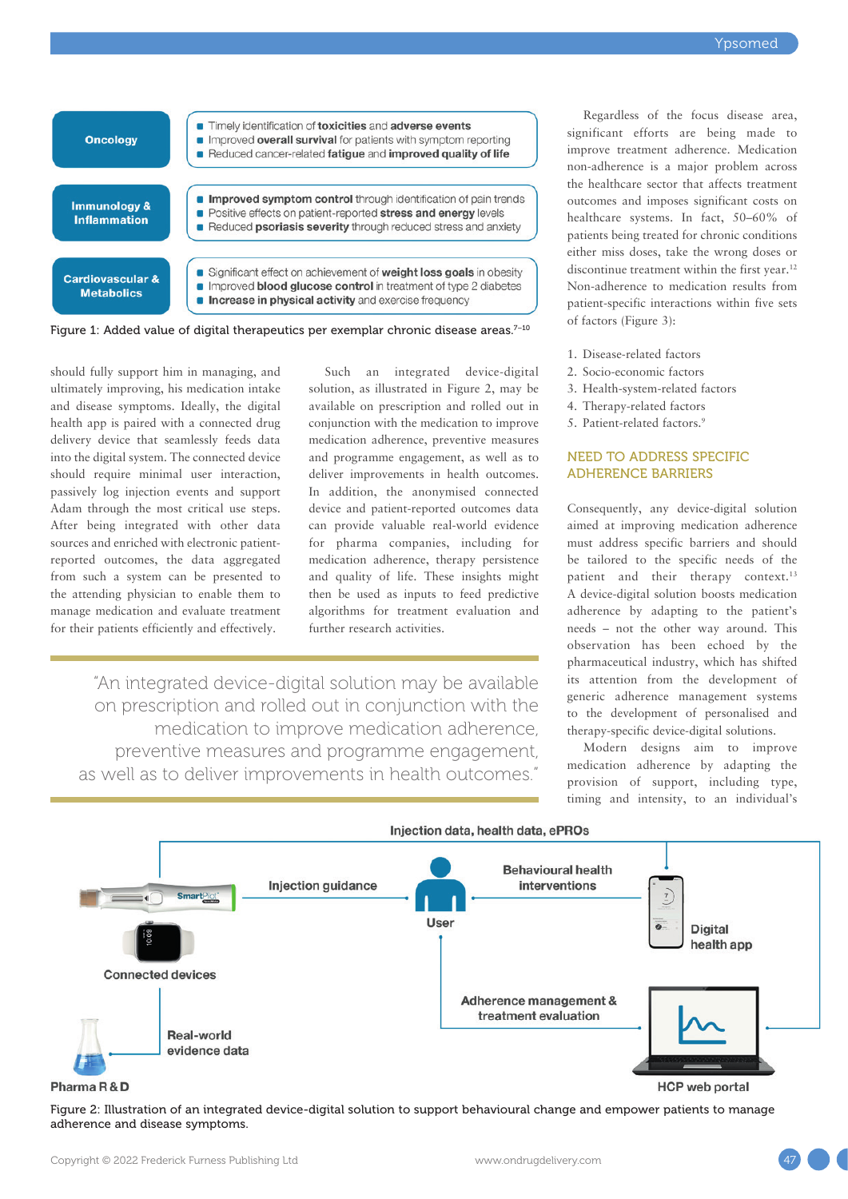| | |
|---|---|
| **Oncology** | Timely identification of **toxicities** and **adverse events**<br>Improved **overall survival** for patients with symptom reporting<br>Reduced cancer-related **fatigue** and **improved quality of life** |
| **Immunology & Inflammation** | **Improved symptom control** through identification of pain trends<br>Positive effects on patient-reported **stress and energy** levels<br>Reduced **psoriasis severity** through reduced stress and anxiety |
| **Cardiovascular & Metabolics** | Significant effect on achievement of **weight loss goals** in obesity<br>Improved **blood glucose control** in treatment of type 2 diabetes<br>**Increase in physical activity** and exercise frequency |

Figure 1: Added value of digital therapeutics per exemplar chronic disease areas.[7–10]

should fully support him in managing, and ultimately improving, his medication intake and disease symptoms. Ideally, the digital health app is paired with a connected drug delivery device that seamlessly feeds data into the digital system. The connected device should require minimal user interaction, passively log injection events and support Adam through the most critical use steps. After being integrated with other data sources and enriched with electronic patient-reported outcomes, the data aggregated from such a system can be presented to the attending physician to enable them to manage medication and evaluate treatment for their patients efficiently and effectively.

Such an integrated device-digital solution, as illustrated in Figure 2, may be available on prescription and rolled out in conjunction with the medication to improve medication adherence, preventive measures and programme engagement, as well as to deliver improvements in health outcomes. In addition, the anonymised connected device and patient-reported outcomes data can provide valuable real-world evidence for pharma companies, including for medication adherence, therapy persistence and quality of life. These insights might then be used as inputs to feed predictive algorithms for treatment evaluation and further research activities.

> "An integrated device-digital solution may be available on prescription and rolled out in conjunction with the medication to improve medication adherence, preventive measures and programme engagement, as well as to deliver improvements in health outcomes."

Regardless of the focus disease area, significant efforts are being made to improve treatment adherence. Medication non-adherence is a major problem across the healthcare sector that affects treatment outcomes and imposes significant costs on healthcare systems. In fact, 50–60% of patients being treated for chronic conditions either miss doses, take the wrong doses or discontinue treatment within the first year.[12] Non-adherence to medication results from patient-specific interactions within five sets of factors (Figure 3):

1. Disease-related factors
2. Socio-economic factors
3. Health-system-related factors
4. Therapy-related factors
5. Patient-related factors.[9]

## NEED TO ADDRESS SPECIFIC ADHERENCE BARRIERS

Consequently, any device-digital solution aimed at improving medication adherence must address specific barriers and should be tailored to the specific needs of the patient and their therapy context.[13] A device-digital solution boosts medication adherence by adapting to the patient's needs – not the other way around. This observation has been echoed by the pharmaceutical industry, which has shifted its attention from the development of generic adherence management systems to the development of personalised and therapy-specific device-digital solutions.

Modern designs aim to improve medication adherence by adapting the provision of support, including type, timing and intensity, to an individual's

Injection data, health data, ePROs

Connected devices — Injection guidance — User — Behavioural health interventions — Digital health app

Real-world evidence data — Pharma R & D

Adherence management & treatment evaluation — HCP web portal

Figure 2: Illustration of an integrated device-digital solution to support behavioural change and empower patients to manage adherence and disease symptoms.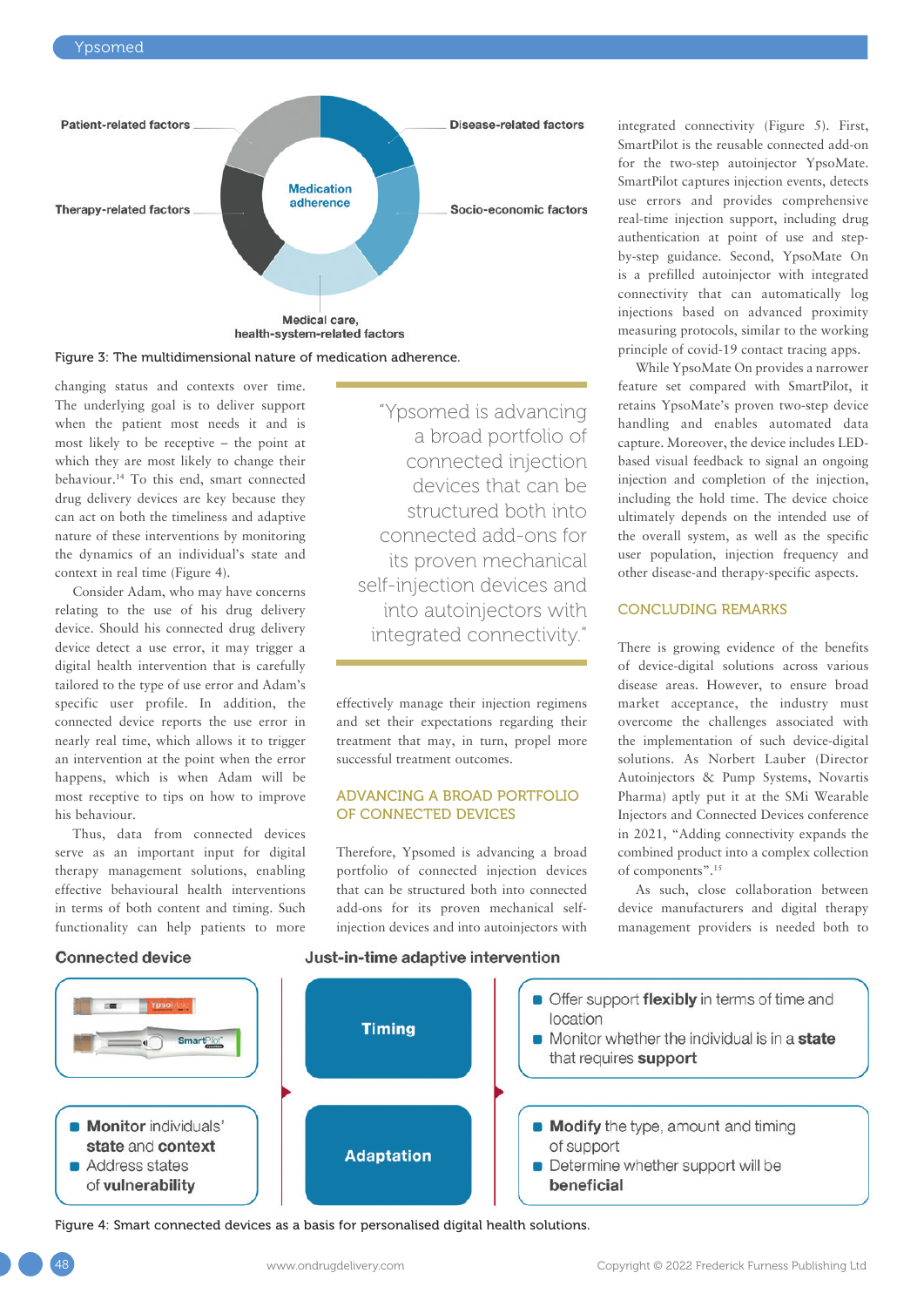Patient-related factors

Disease-related factors

Medication adherence

Therapy-related factors

Socio-economic factors

Medical care, health-system-related factors

Figure 3: The multidimensional nature of medication adherence.

changing status and contexts over time. The underlying goal is to deliver support when the patient most needs it and is most likely to be receptive – the point at which they are most likely to change their behaviour.[14] To this end, smart connected drug delivery devices are key because they can act on both the timeliness and adaptive nature of these interventions by monitoring the dynamics of an individual's state and context in real time (Figure 4).

Consider Adam, who may have concerns relating to the use of his drug delivery device. Should his connected drug delivery device detect a use error, it may trigger a digital health intervention that is tailored to the type of use error and Adam's specific user profile. In addition, the connected device reports the use error in nearly real time, which enables it to trigger an intervention at the point when the error happens, which is when Adam will be most receptive to tips on how to improve his behaviour.

Thus, data from connected devices serve as an important input for digital therapy management solutions, enabling effective behavioural health interventions in terms of both content and timing. Such functionality can help patients to more effectively manage their injection regimens and set their expectations regarding their treatment that may, in turn, propel more successful treatment outcomes.

> "Ypsomed is advancing a broad portfolio of connected injection devices that can be structured both into connected add-ons for its proven mechanical self-injection devices and into autoinjectors with integrated connectivity."

## ADVANCING A BROAD PORTFOLIO OF CONNECTED DEVICES

Therefore, Ypsomed is advancing a broad portfolio of connected injection devices that can be structured both into connected add-ons for its proven mechanical self-injection devices and into autoinjectors with integrated connectivity (Figure 5). First, SmartPilot is the reusable connected add-on for the two-step autoinjector YpsoMate. SmartPilot captures injection events, detects use errors and provides comprehensive real-time injection support, including drug authentication at point of use and step-by-step guidance. Second, YpsoMate On is a prefilled autoinjector with integrated connectivity that can automatically log injections based on advanced proximity measuring protocols, similar to the working principle of covid-19 contact tracing apps.

While YpsoMate On provides a narrower feature set compared with SmartPilot, it retains YpsoMate's proven two-step device handling and enables automated data capture. Moreover, the device includes LED-based visual feedback to signal an ongoing injection and completion of the injection, including the hold time. The device choice ultimately depends on the intended use of the overall system, as well as the specific user population, injection frequency and other disease-and therapy-specific aspects.

## CONCLUDING REMARKS

There is growing evidence of the benefits of device-digital solutions across various disease areas. However, to ensure broad market acceptance, the industry must overcome the challenges associated with the implementation of such device-digital solutions. As Norbert Lauber (Director Autoinjectors & Pump Systems, Novartis Pharma) aptly put it at the SMi Wearable Injectors and Connected Devices conference in 2021, "Adding connectivity expands the combined product into a complex collection of components".[15]

As such, close collaboration between device manufacturers and digital therapy management providers is needed both to

**Connected device**

- **Monitor** individuals' **state** and **context**
- Address states of **vulnerability**

**Just-in-time adaptive intervention**

**Timing**

- Offer support **flexibly** in terms of time and location
- Monitor whether the individual is in a **state** that requires **support**

**Adaptation**

- **Modify** the type, amount and timing of support
- Determine whether support will be **beneficial**

Figure 4: Smart connected devices as a basis for personalised digital health solutions.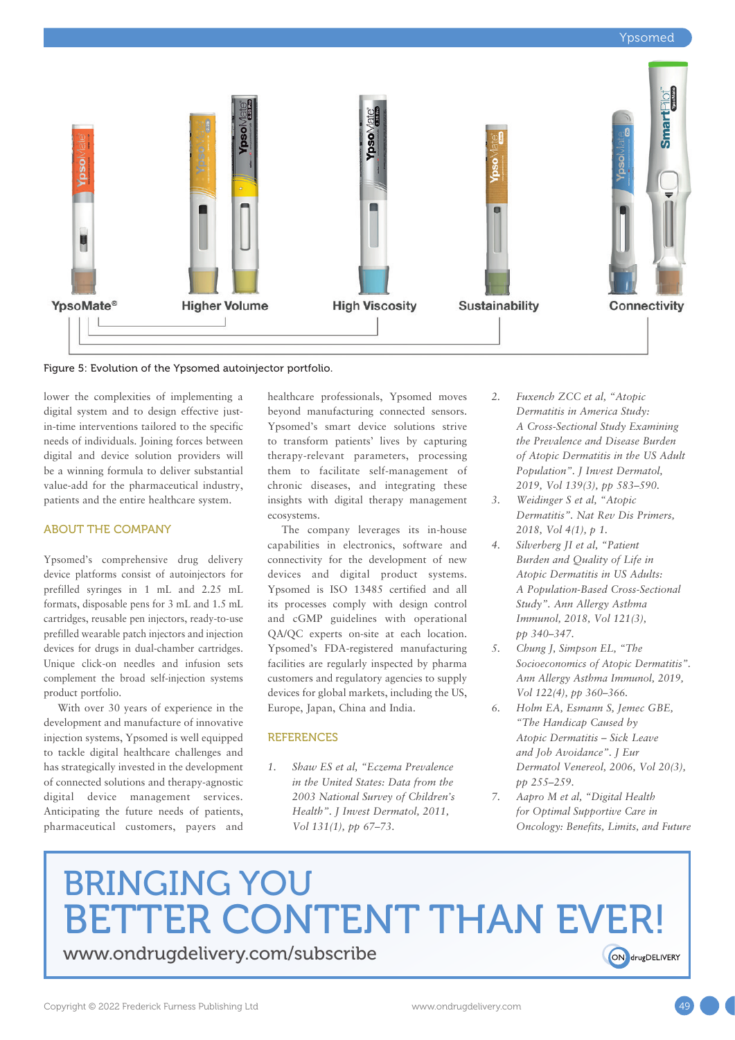YpsoMate® | Higher Volume | High Viscosity | Sustainability | Connectivity

Figure 5: Evolution of the Ypsomed autoinjector portfolio.

lower the complexities of implementing a digital system and to design effective just-in-time interventions tailored to the specific needs of individuals. Joining forces between digital and device solution providers will be a winning formula to deliver substantial value-add for the pharmaceutical industry, patients and the entire healthcare system.

## ABOUT THE COMPANY

Ypsomed's comprehensive drug delivery device platforms consist of autoinjectors for prefilled syringes in 1 mL and 2.25 mL formats, disposable pens for 3 mL and 1.5 mL cartridges, reusable pen injectors, ready-to-use prefilled wearable patch injectors and injection devices for drugs in dual-chamber cartridges. Unique click-on needles and infusion sets complement the broad self-injection systems product portfolio.

With over 30 years of experience in the development and manufacture of innovative injection systems, Ypsomed is well equipped to tackle digital healthcare challenges and has strategically invested in the development of connected solutions and therapy-agnostic digital device management services. Anticipating the future needs of patients, pharmaceutical customers, payers and healthcare professionals, Ypsomed moves beyond manufacturing connected sensors. Ypsomed's smart device solutions strive to transform patients' lives by capturing therapy-relevant parameters, processing them to facilitate self-management of chronic diseases, and integrating these insights with digital therapy management ecosystems.

The company leverages its in-house capabilities in electronics, software and connectivity for the development of new devices and digital product systems. Ypsomed is ISO 13485 certified and all its processes comply with design control and cGMP guidelines with operational QA/QC experts on-site at each location. Ypsomed's FDA-registered manufacturing facilities are regularly inspected by pharma customers and regulatory agencies to supply devices for global markets, including the US, Europe, Japan, China and India.

## REFERENCES

1. *Shaw ES et al, "Eczema Prevalence in the United States: Data from the 2003 National Survey of Children's Health". J Invest Dermatol, 2011, Vol 131(1), pp 67–73.*
2. *Fuxench ZCC et al, "Atopic Dermatitis in America Study: A Cross-Sectional Study Examining the Prevalence and Disease Burden of Atopic Dermatitis in the US Adult Population". J Invest Dermatol, 2019, Vol 139(3), pp 583–590.*
3. *Weidinger S et al, "Atopic Dermatitis". Nat Rev Dis Primers, 2018, Vol 4(1), p 1.*
4. *Silverberg JI et al, "Patient Burden and Quality of Life in Atopic Dermatitis in US Adults: A Population-Based Cross-Sectional Study". Ann Allergy Asthma Immunol, 2018, Vol 121(3), pp 340–347.*
5. *Chung J, Simpson EL, "The Socioeconomics of Atopic Dermatitis". Ann Allergy Asthma Immunol, 2019, Vol 122(4), pp 360–366.*
6. *Holm EA, Esmann S, Jemec GBE, "The Handicap Caused by Atopic Dermatitis – Sick Leave and Job Avoidance". J Eur Dermatol Venereol, 2006, Vol 20(3), pp 255–259.*
7. *Aapro M et al, "Digital Health for Optimal Supportive Care in Oncology: Benefits, Limits, and Future*

BRINGING YOU BETTER CONTENT THAN EVER!
www.ondrugdelivery.com/subscribe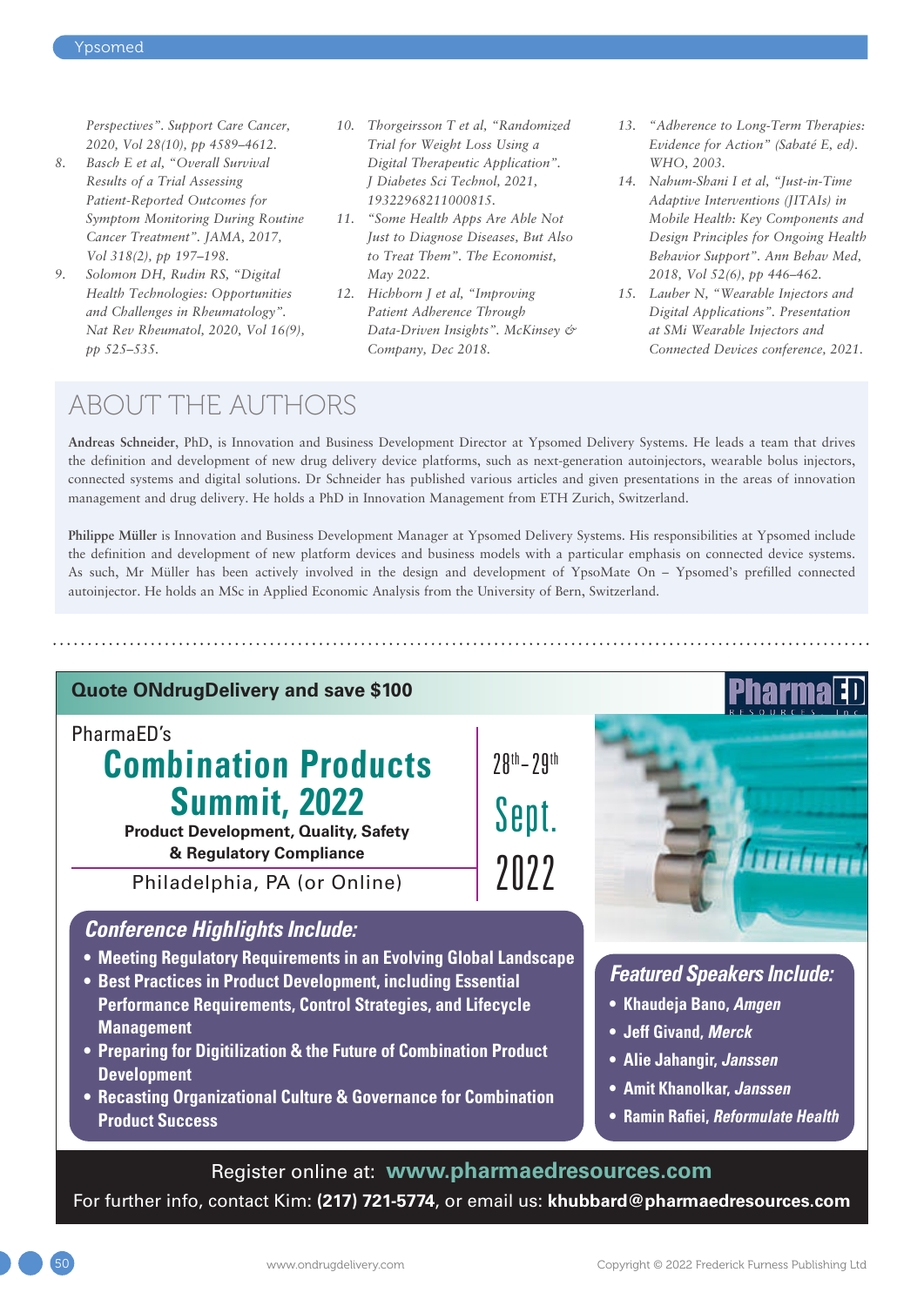Perspectives". Support Care Cancer, 2020, Vol 28(10), pp 4589–4612.

8. Basch E et al, "Overall Survival Results of a Trial Assessing Patient-Reported Outcomes for Symptom Monitoring During Routine Cancer Treatment". JAMA, 2017, Vol 318(2), pp 197–198.
9. Solomon DH, Rudin RS, "Digital Health Technologies: Opportunities and Challenges in Rheumatology". Nat Rev Rheumatol, 2020, Vol 16(9), pp 525–535.
10. Thorgeirsson T et al, "Randomized Trial for Weight Loss Using a Digital Therapeutic Application". J Diabetes Sci Technol, 2021, 19322968211000815.
11. "Some Health Apps Are Able Not Just to Diagnose Diseases, But Also to Treat Them". The Economist, May 2022.
12. Hichborn J et al, "Improving Patient Adherence Through Data-Driven Insights". McKinsey & Company, Dec 2018.
13. "Adherence to Long-Term Therapies: Evidence for Action" (Sabaté E, ed). WHO, 2003.
14. Nahum-Shani I et al, "Just-in-Time Adaptive Interventions (JITAIs) in Mobile Health: Key Components and Design Principles for Ongoing Health Behavior Support". Ann Behav Med, 2018, Vol 52(6), pp 446–462.
15. Lauber N, "Wearable Injectors and Digital Applications". Presentation at SMi Wearable Injectors and Connected Devices conference, 2021.

## ABOUT THE AUTHORS

**Andreas Schneider**, PhD, is Innovation and Business Development Director at Ypsomed Delivery Systems. He leads a team that drives the definition and development of new drug delivery device platforms, such as next-generation autoinjectors, wearable bolus injectors, connected systems and digital solutions. Dr Schneider has published various articles and given presentations in the areas of innovation management and drug delivery. He holds a PhD in Innovation Management from ETH Zurich, Switzerland.

**Philippe Müller** is Innovation and Business Development Manager at Ypsomed Delivery Systems. His responsibilities at Ypsomed include the definition and development of new platform devices and business models with a particular emphasis on connected device systems. As such, Mr Müller has been actively involved in the design and development of YpsoMate On – Ypsomed's prefilled connected autoinjector. He holds an MSc in Applied Economic Analysis from the University of Bern, Switzerland.

**Quote ONdrugDelivery and save $100**

PharmaED Resources Inc

PharmaED's

# Combination Products Summit, 2022

**Product Development, Quality, Safety & Regulatory Compliance**

Philadelphia, PA (or Online)

28th – 29th Sept. 2022

### Conference Highlights Include:

- Meeting Regulatory Requirements in an Evolving Global Landscape
- Best Practices in Product Development, including Essential Performance Requirements, Control Strategies, and Lifecycle Management
- Preparing for Digitilization & the Future of Combination Product Development
- Recasting Organizational Culture & Governance for Combination Product Success

### Featured Speakers Include:

- Khaudeja Bano, *Amgen*
- Jeff Givand, *Merck*
- Alie Jahangir, *Janssen*
- Amit Khanolkar, *Janssen*
- Ramin Rafiei, *Reformulate Health*

Register online at: **www.pharmaedresources.com**

For further info, contact Kim: **(217) 721-5774**, or email us: **khubbard@pharmaedresources.com**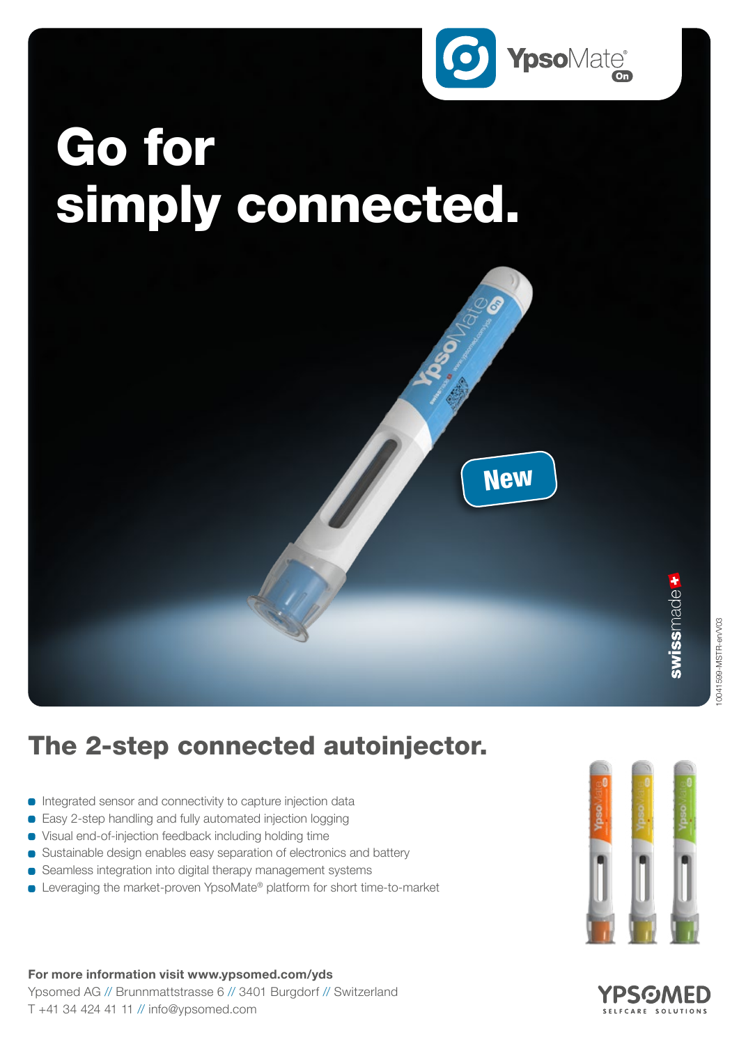YpsoMate® On

# Go for simply connected.

New

swissmade

10041599-MSTR-en/V03

## The 2-step connected autoinjector.

- Integrated sensor and connectivity to capture injection data
- Easy 2-step handling and fully automated injection logging
- Visual end-of-injection feedback including holding time
- Sustainable design enables easy separation of electronics and battery
- Seamless integration into digital therapy management systems
- Leveraging the market-proven YpsoMate® platform for short time-to-market

**For more information visit www.ypsomed.com/yds**
Ypsomed AG // Brunnmattstrasse 6 // 3401 Burgdorf // Switzerland
T +41 34 424 41 11 // info@ypsomed.com

YPSOMED
SELFCARE SOLUTIONS